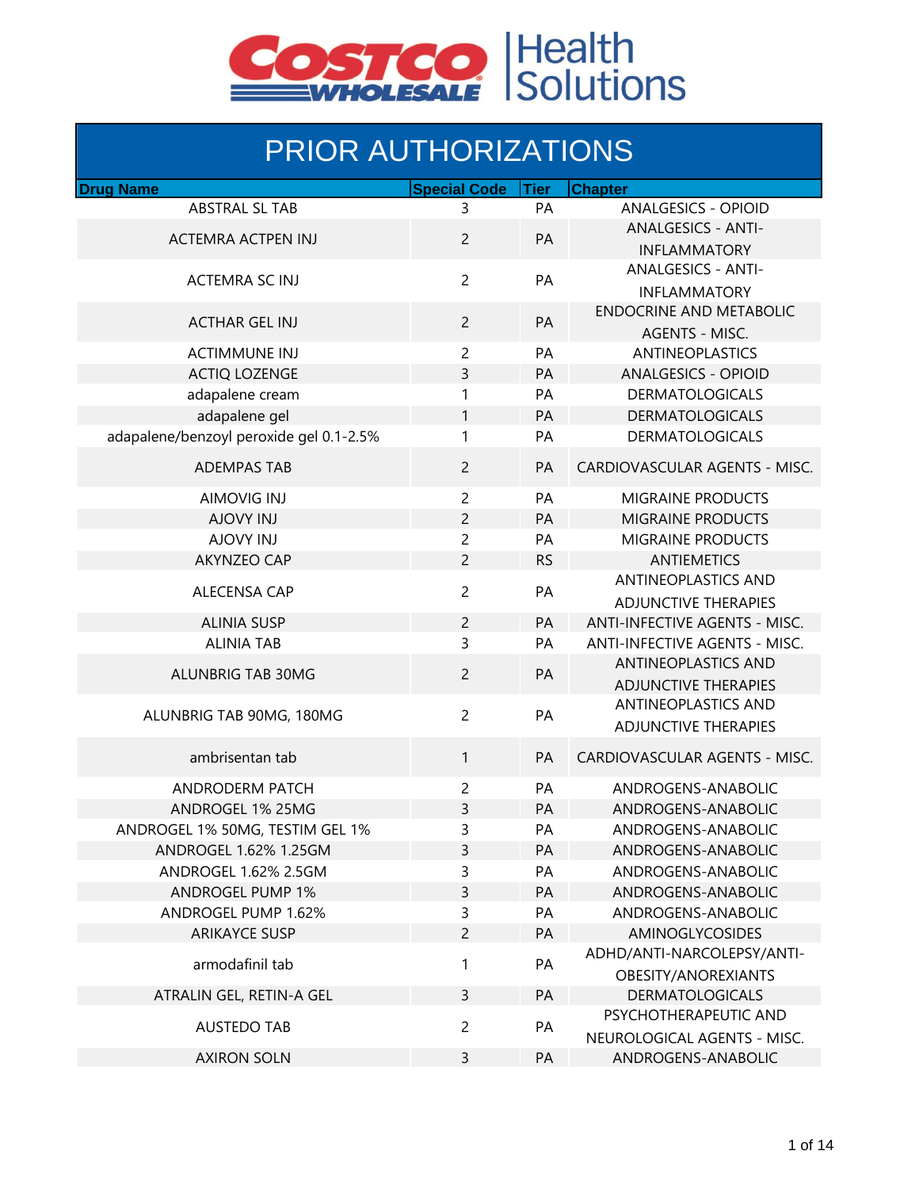Costco Wholesale | Health Solutions

# PRIOR AUTHORIZATIONS

| Drug Name | Special Code | Tier | Chapter |
|---|---|---|---|
| ABSTRAL SL TAB | 3 | PA | ANALGESICS - OPIOID |
| ACTEMRA ACTPEN INJ | 2 | PA | ANALGESICS - ANTI-INFLAMMATORY |
| ACTEMRA SC INJ | 2 | PA | ANALGESICS - ANTI-INFLAMMATORY |
| ACTHAR GEL INJ | 2 | PA | ENDOCRINE AND METABOLIC AGENTS - MISC. |
| ACTIMMUNE INJ | 2 | PA | ANTINEOPLASTICS |
| ACTIQ LOZENGE | 3 | PA | ANALGESICS - OPIOID |
| adapalene cream | 1 | PA | DERMATOLOGICALS |
| adapalene gel | 1 | PA | DERMATOLOGICALS |
| adapalene/benzoyl peroxide gel 0.1-2.5% | 1 | PA | DERMATOLOGICALS |
| ADEMPAS TAB | 2 | PA | CARDIOVASCULAR AGENTS - MISC. |
| AIMOVIG INJ | 2 | PA | MIGRAINE PRODUCTS |
| AJOVY INJ | 2 | PA | MIGRAINE PRODUCTS |
| AJOVY INJ | 2 | PA | MIGRAINE PRODUCTS |
| AKYNZEO CAP | 2 | RS | ANTIEMETICS |
| ALECENSA CAP | 2 | PA | ANTINEOPLASTICS AND ADJUNCTIVE THERAPIES |
| ALINIA SUSP | 2 | PA | ANTI-INFECTIVE AGENTS - MISC. |
| ALINIA TAB | 3 | PA | ANTI-INFECTIVE AGENTS - MISC. |
| ALUNBRIG TAB 30MG | 2 | PA | ANTINEOPLASTICS AND ADJUNCTIVE THERAPIES |
| ALUNBRIG TAB 90MG, 180MG | 2 | PA | ANTINEOPLASTICS AND ADJUNCTIVE THERAPIES |
| ambrisentan tab | 1 | PA | CARDIOVASCULAR AGENTS - MISC. |
| ANDRODERM PATCH | 2 | PA | ANDROGENS-ANABOLIC |
| ANDROGEL 1% 25MG | 3 | PA | ANDROGENS-ANABOLIC |
| ANDROGEL 1% 50MG, TESTIM GEL 1% | 3 | PA | ANDROGENS-ANABOLIC |
| ANDROGEL 1.62% 1.25GM | 3 | PA | ANDROGENS-ANABOLIC |
| ANDROGEL 1.62% 2.5GM | 3 | PA | ANDROGENS-ANABOLIC |
| ANDROGEL PUMP 1% | 3 | PA | ANDROGENS-ANABOLIC |
| ANDROGEL PUMP 1.62% | 3 | PA | ANDROGENS-ANABOLIC |
| ARIKAYCE SUSP | 2 | PA | AMINOGLYCOSIDES |
| armodafinil tab | 1 | PA | ADHD/ANTI-NARCOLEPSY/ANTI-OBESITY/ANOREXIANTS |
| ATRALIN GEL, RETIN-A GEL | 3 | PA | DERMATOLOGICALS |
| AUSTEDO TAB | 2 | PA | PSYCHOTHERAPEUTIC AND NEUROLOGICAL AGENTS - MISC. |
| AXIRON SOLN | 3 | PA | ANDROGENS-ANABOLIC |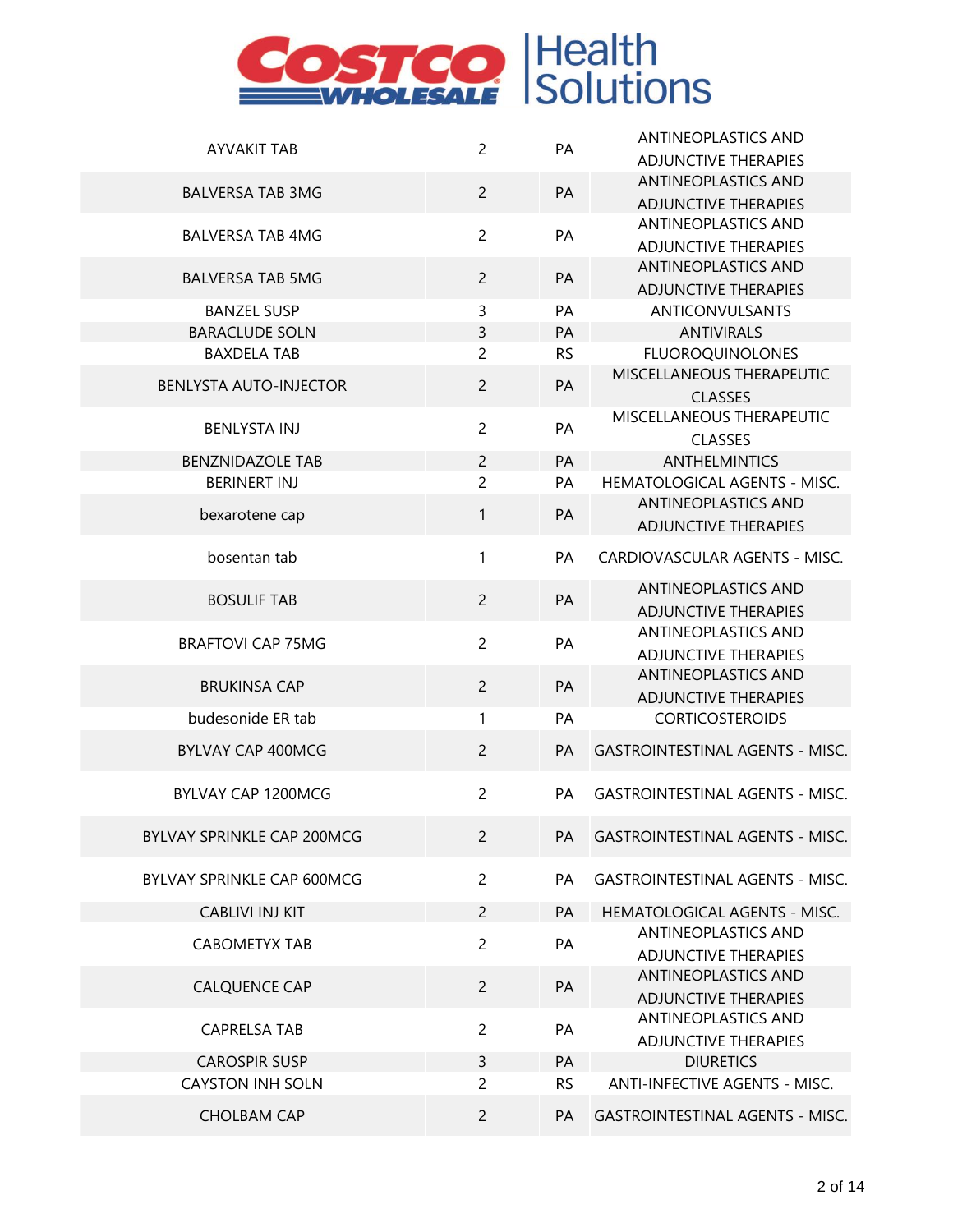| | | | |
|---|---|---|---|
| AYVAKIT TAB | 2 | PA | ANTINEOPLASTICS AND ADJUNCTIVE THERAPIES |
| BALVERSA TAB 3MG | 2 | PA | ANTINEOPLASTICS AND ADJUNCTIVE THERAPIES |
| BALVERSA TAB 4MG | 2 | PA | ANTINEOPLASTICS AND ADJUNCTIVE THERAPIES |
| BALVERSA TAB 5MG | 2 | PA | ANTINEOPLASTICS AND ADJUNCTIVE THERAPIES |
| BANZEL SUSP | 3 | PA | ANTICONVULSANTS |
| BARACLUDE SOLN | 3 | PA | ANTIVIRALS |
| BAXDELA TAB | 2 | RS | FLUOROQUINOLONES |
| BENLYSTA AUTO-INJECTOR | 2 | PA | MISCELLANEOUS THERAPEUTIC CLASSES |
| BENLYSTA INJ | 2 | PA | MISCELLANEOUS THERAPEUTIC CLASSES |
| BENZNIDAZOLE TAB | 2 | PA | ANTHELMINTICS |
| BERINERT INJ | 2 | PA | HEMATOLOGICAL AGENTS - MISC. |
| bexarotene cap | 1 | PA | ANTINEOPLASTICS AND ADJUNCTIVE THERAPIES |
| bosentan tab | 1 | PA | CARDIOVASCULAR AGENTS - MISC. |
| BOSULIF TAB | 2 | PA | ANTINEOPLASTICS AND ADJUNCTIVE THERAPIES |
| BRAFTOVI CAP 75MG | 2 | PA | ANTINEOPLASTICS AND ADJUNCTIVE THERAPIES |
| BRUKINSA CAP | 2 | PA | ANTINEOPLASTICS AND ADJUNCTIVE THERAPIES |
| budesonide ER tab | 1 | PA | CORTICOSTEROIDS |
| BYLVAY CAP 400MCG | 2 | PA | GASTROINTESTINAL AGENTS - MISC. |
| BYLVAY CAP 1200MCG | 2 | PA | GASTROINTESTINAL AGENTS - MISC. |
| BYLVAY SPRINKLE CAP 200MCG | 2 | PA | GASTROINTESTINAL AGENTS - MISC. |
| BYLVAY SPRINKLE CAP 600MCG | 2 | PA | GASTROINTESTINAL AGENTS - MISC. |
| CABLIVI INJ KIT | 2 | PA | HEMATOLOGICAL AGENTS - MISC. |
| CABOMETYX TAB | 2 | PA | ANTINEOPLASTICS AND ADJUNCTIVE THERAPIES |
| CALQUENCE CAP | 2 | PA | ANTINEOPLASTICS AND ADJUNCTIVE THERAPIES |
| CAPRELSA TAB | 2 | PA | ANTINEOPLASTICS AND ADJUNCTIVE THERAPIES |
| CAROSPIR SUSP | 3 | PA | DIURETICS |
| CAYSTON INH SOLN | 2 | RS | ANTI-INFECTIVE AGENTS - MISC. |
| CHOLBAM CAP | 2 | PA | GASTROINTESTINAL AGENTS - MISC. |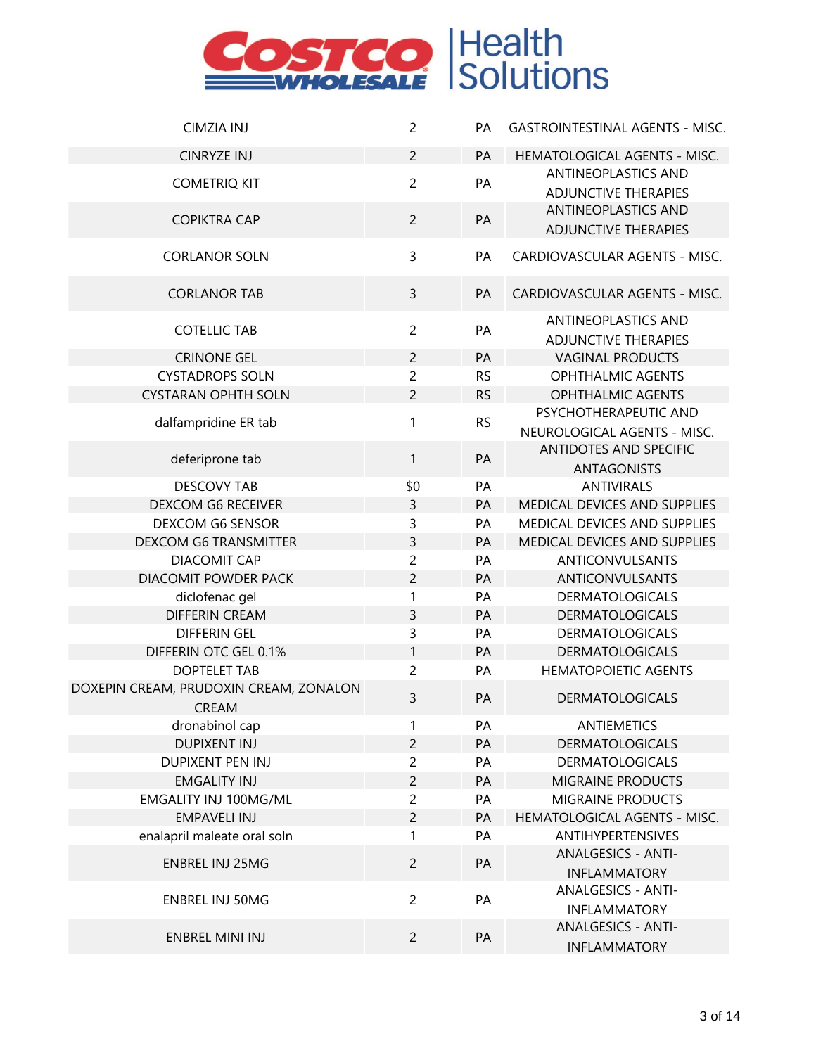| CIMZIA INJ | 2 | PA | GASTROINTESTINAL AGENTS - MISC. |
|---|---|---|---|
| CINRYZE INJ | 2 | PA | HEMATOLOGICAL AGENTS - MISC. |
| COMETRIQ KIT | 2 | PA | ANTINEOPLASTICS AND ADJUNCTIVE THERAPIES |
| COPIKTRA CAP | 2 | PA | ANTINEOPLASTICS AND ADJUNCTIVE THERAPIES |
| CORLANOR SOLN | 3 | PA | CARDIOVASCULAR AGENTS - MISC. |
| CORLANOR TAB | 3 | PA | CARDIOVASCULAR AGENTS - MISC. |
| COTELLIC TAB | 2 | PA | ANTINEOPLASTICS AND ADJUNCTIVE THERAPIES |
| CRINONE GEL | 2 | PA | VAGINAL PRODUCTS |
| CYSTADROPS SOLN | 2 | RS | OPHTHALMIC AGENTS |
| CYSTARAN OPHTH SOLN | 2 | RS | OPHTHALMIC AGENTS |
| dalfampridine ER tab | 1 | RS | PSYCHOTHERAPEUTIC AND NEUROLOGICAL AGENTS - MISC. |
| deferiprone tab | 1 | PA | ANTIDOTES AND SPECIFIC ANTAGONISTS |
| DESCOVY TAB | $0 | PA | ANTIVIRALS |
| DEXCOM G6 RECEIVER | 3 | PA | MEDICAL DEVICES AND SUPPLIES |
| DEXCOM G6 SENSOR | 3 | PA | MEDICAL DEVICES AND SUPPLIES |
| DEXCOM G6 TRANSMITTER | 3 | PA | MEDICAL DEVICES AND SUPPLIES |
| DIACOMIT CAP | 2 | PA | ANTICONVULSANTS |
| DIACOMIT POWDER PACK | 2 | PA | ANTICONVULSANTS |
| diclofenac gel | 1 | PA | DERMATOLOGICALS |
| DIFFERIN CREAM | 3 | PA | DERMATOLOGICALS |
| DIFFERIN GEL | 3 | PA | DERMATOLOGICALS |
| DIFFERIN OTC GEL 0.1% | 1 | PA | DERMATOLOGICALS |
| DOPTELET TAB | 2 | PA | HEMATOPOIETIC AGENTS |
| DOXEPIN CREAM, PRUDOXIN CREAM, ZONALON CREAM | 3 | PA | DERMATOLOGICALS |
| dronabinol cap | 1 | PA | ANTIEMETICS |
| DUPIXENT INJ | 2 | PA | DERMATOLOGICALS |
| DUPIXENT PEN INJ | 2 | PA | DERMATOLOGICALS |
| EMGALITY INJ | 2 | PA | MIGRAINE PRODUCTS |
| EMGALITY INJ 100MG/ML | 2 | PA | MIGRAINE PRODUCTS |
| EMPAVELI INJ | 2 | PA | HEMATOLOGICAL AGENTS - MISC. |
| enalapril maleate oral soln | 1 | PA | ANTIHYPERTENSIVES |
| ENBREL INJ 25MG | 2 | PA | ANALGESICS - ANTI-INFLAMMATORY |
| ENBREL INJ 50MG | 2 | PA | ANALGESICS - ANTI-INFLAMMATORY |
| ENBREL MINI INJ | 2 | PA | ANALGESICS - ANTI-INFLAMMATORY |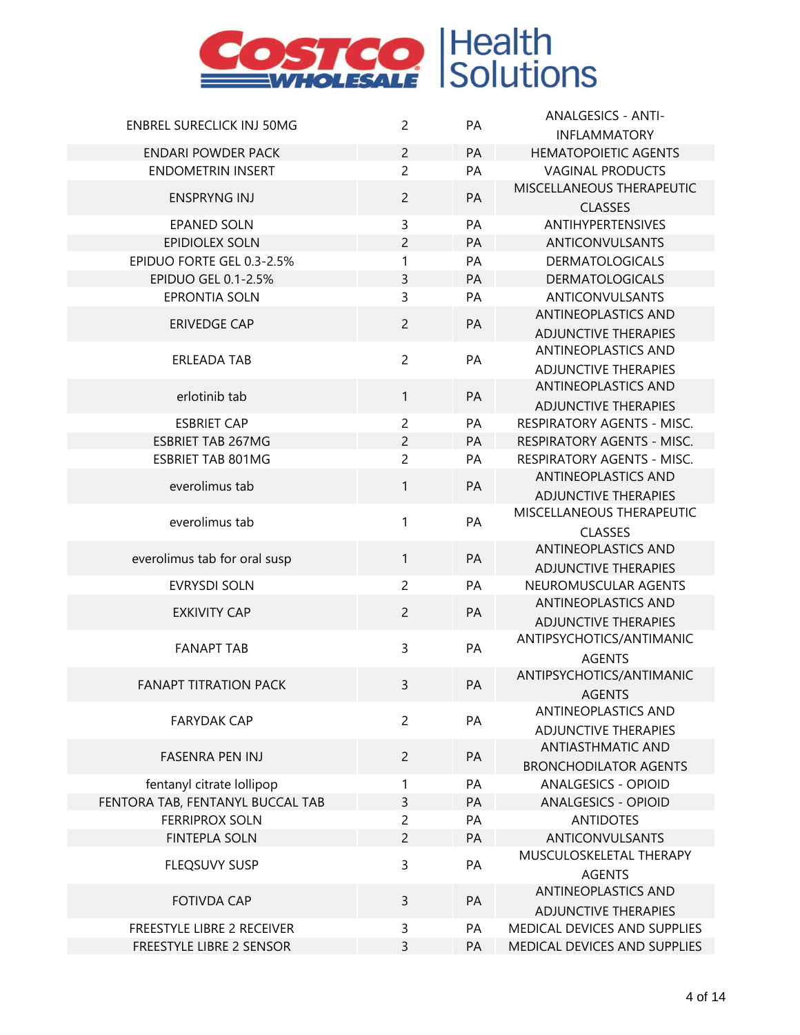| ENBREL SURECLICK INJ 50MG | 2 | PA | ANALGESICS - ANTI-INFLAMMATORY |
|---|---|---|---|
| ENDARI POWDER PACK | 2 | PA | HEMATOPOIETIC AGENTS |
| ENDOMETRIN INSERT | 2 | PA | VAGINAL PRODUCTS |
| ENSPRYNG INJ | 2 | PA | MISCELLANEOUS THERAPEUTIC CLASSES |
| EPANED SOLN | 3 | PA | ANTIHYPERTENSIVES |
| EPIDIOLEX SOLN | 2 | PA | ANTICONVULSANTS |
| EPIDUO FORTE GEL 0.3-2.5% | 1 | PA | DERMATOLOGICALS |
| EPIDUO GEL 0.1-2.5% | 3 | PA | DERMATOLOGICALS |
| EPRONTIA SOLN | 3 | PA | ANTICONVULSANTS |
| ERIVEDGE CAP | 2 | PA | ANTINEOPLASTICS AND ADJUNCTIVE THERAPIES |
| ERLEADA TAB | 2 | PA | ANTINEOPLASTICS AND ADJUNCTIVE THERAPIES |
| erlotinib tab | 1 | PA | ANTINEOPLASTICS AND ADJUNCTIVE THERAPIES |
| ESBRIET CAP | 2 | PA | RESPIRATORY AGENTS - MISC. |
| ESBRIET TAB 267MG | 2 | PA | RESPIRATORY AGENTS - MISC. |
| ESBRIET TAB 801MG | 2 | PA | RESPIRATORY AGENTS - MISC. |
| everolimus tab | 1 | PA | ANTINEOPLASTICS AND ADJUNCTIVE THERAPIES |
| everolimus tab | 1 | PA | MISCELLANEOUS THERAPEUTIC CLASSES |
| everolimus tab for oral susp | 1 | PA | ANTINEOPLASTICS AND ADJUNCTIVE THERAPIES |
| EVRYSDI SOLN | 2 | PA | NEUROMUSCULAR AGENTS |
| EXKIVITY CAP | 2 | PA | ANTINEOPLASTICS AND ADJUNCTIVE THERAPIES |
| FANAPT TAB | 3 | PA | ANTIPSYCHOTICS/ANTIMANIC AGENTS |
| FANAPT TITRATION PACK | 3 | PA | ANTIPSYCHOTICS/ANTIMANIC AGENTS |
| FARYDAK CAP | 2 | PA | ANTINEOPLASTICS AND ADJUNCTIVE THERAPIES |
| FASENRA PEN INJ | 2 | PA | ANTIASTHMATIC AND BRONCHODILATOR AGENTS |
| fentanyl citrate lollipop | 1 | PA | ANALGESICS - OPIOID |
| FENTORA TAB, FENTANYL BUCCAL TAB | 3 | PA | ANALGESICS - OPIOID |
| FERRIPROX SOLN | 2 | PA | ANTIDOTES |
| FINTEPLA SOLN | 2 | PA | ANTICONVULSANTS |
| FLEQSUVY SUSP | 3 | PA | MUSCULOSKELETAL THERAPY AGENTS |
| FOTIVDA CAP | 3 | PA | ANTINEOPLASTICS AND ADJUNCTIVE THERAPIES |
| FREESTYLE LIBRE 2 RECEIVER | 3 | PA | MEDICAL DEVICES AND SUPPLIES |
| FREESTYLE LIBRE 2 SENSOR | 3 | PA | MEDICAL DEVICES AND SUPPLIES |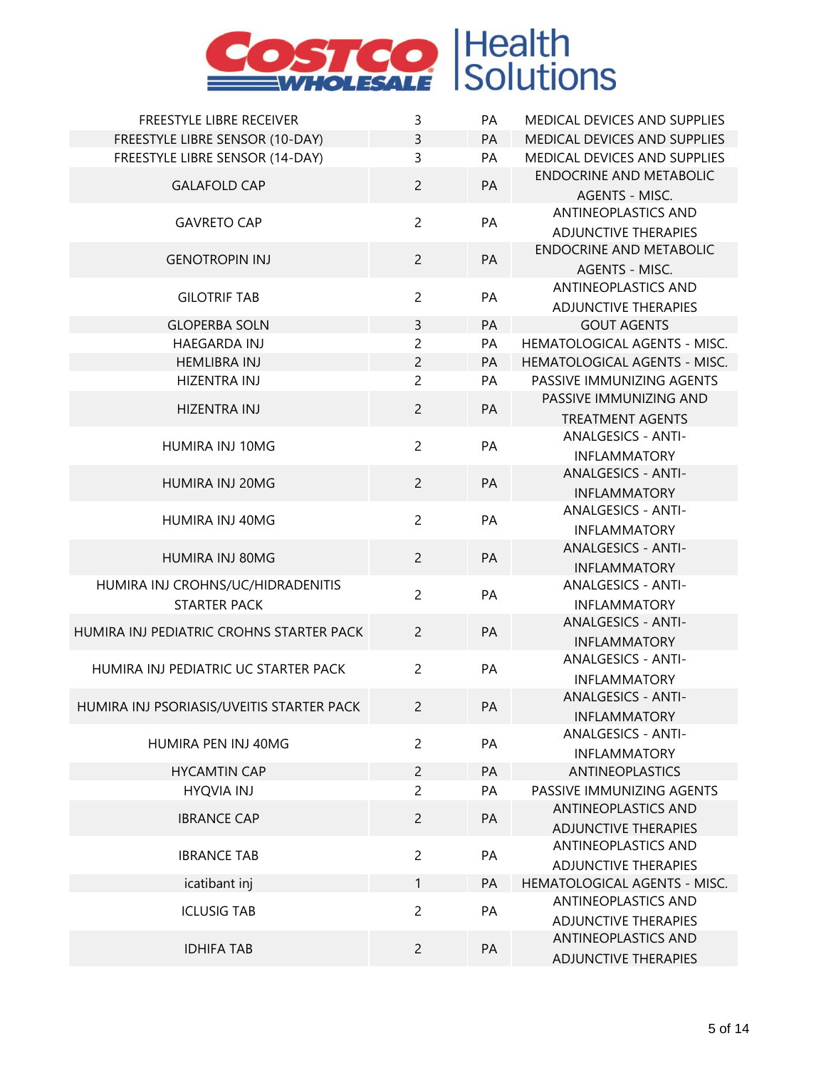| | | | |
|---|---|---|---|
| FREESTYLE LIBRE RECEIVER | 3 | PA | MEDICAL DEVICES AND SUPPLIES |
| FREESTYLE LIBRE SENSOR (10-DAY) | 3 | PA | MEDICAL DEVICES AND SUPPLIES |
| FREESTYLE LIBRE SENSOR (14-DAY) | 3 | PA | MEDICAL DEVICES AND SUPPLIES |
| GALAFOLD CAP | 2 | PA | ENDOCRINE AND METABOLIC AGENTS - MISC. |
| GAVRETO CAP | 2 | PA | ANTINEOPLASTICS AND ADJUNCTIVE THERAPIES |
| GENOTROPIN INJ | 2 | PA | ENDOCRINE AND METABOLIC AGENTS - MISC. |
| GILOTRIF TAB | 2 | PA | ANTINEOPLASTICS AND ADJUNCTIVE THERAPIES |
| GLOPERBA SOLN | 3 | PA | GOUT AGENTS |
| HAEGARDA INJ | 2 | PA | HEMATOLOGICAL AGENTS - MISC. |
| HEMLIBRA INJ | 2 | PA | HEMATOLOGICAL AGENTS - MISC. |
| HIZENTRA INJ | 2 | PA | PASSIVE IMMUNIZING AGENTS |
| HIZENTRA INJ | 2 | PA | PASSIVE IMMUNIZING AND TREATMENT AGENTS |
| HUMIRA INJ 10MG | 2 | PA | ANALGESICS - ANTI-INFLAMMATORY |
| HUMIRA INJ 20MG | 2 | PA | ANALGESICS - ANTI-INFLAMMATORY |
| HUMIRA INJ 40MG | 2 | PA | ANALGESICS - ANTI-INFLAMMATORY |
| HUMIRA INJ 80MG | 2 | PA | ANALGESICS - ANTI-INFLAMMATORY |
| HUMIRA INJ CROHNS/UC/HIDRADENITIS STARTER PACK | 2 | PA | ANALGESICS - ANTI-INFLAMMATORY |
| HUMIRA INJ PEDIATRIC CROHNS STARTER PACK | 2 | PA | ANALGESICS - ANTI-INFLAMMATORY |
| HUMIRA INJ PEDIATRIC UC STARTER PACK | 2 | PA | ANALGESICS - ANTI-INFLAMMATORY |
| HUMIRA INJ PSORIASIS/UVEITIS STARTER PACK | 2 | PA | ANALGESICS - ANTI-INFLAMMATORY |
| HUMIRA PEN INJ 40MG | 2 | PA | ANALGESICS - ANTI-INFLAMMATORY |
| HYCAMTIN CAP | 2 | PA | ANTINEOPLASTICS |
| HYQVIA INJ | 2 | PA | PASSIVE IMMUNIZING AGENTS |
| IBRANCE CAP | 2 | PA | ANTINEOPLASTICS AND ADJUNCTIVE THERAPIES |
| IBRANCE TAB | 2 | PA | ANTINEOPLASTICS AND ADJUNCTIVE THERAPIES |
| icatibant inj | 1 | PA | HEMATOLOGICAL AGENTS - MISC. |
| ICLUSIG TAB | 2 | PA | ANTINEOPLASTICS AND ADJUNCTIVE THERAPIES |
| IDHIFA TAB | 2 | PA | ANTINEOPLASTICS AND ADJUNCTIVE THERAPIES |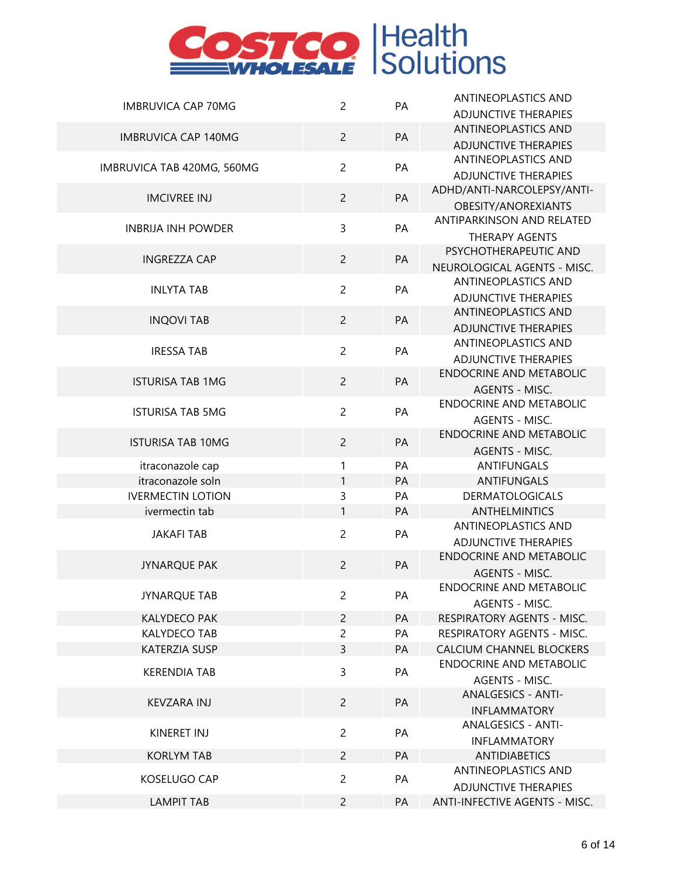| | | | |
|---|---|---|---|
| IMBRUVICA CAP 70MG | 2 | PA | ANTINEOPLASTICS AND ADJUNCTIVE THERAPIES |
| IMBRUVICA CAP 140MG | 2 | PA | ANTINEOPLASTICS AND ADJUNCTIVE THERAPIES |
| IMBRUVICA TAB 420MG, 560MG | 2 | PA | ANTINEOPLASTICS AND ADJUNCTIVE THERAPIES |
| IMCIVREE INJ | 2 | PA | ADHD/ANTI-NARCOLEPSY/ANTI-OBESITY/ANOREXIANTS |
| INBRIJA INH POWDER | 3 | PA | ANTIPARKINSON AND RELATED THERAPY AGENTS |
| INGREZZA CAP | 2 | PA | PSYCHOTHERAPEUTIC AND NEUROLOGICAL AGENTS - MISC. |
| INLYTA TAB | 2 | PA | ANTINEOPLASTICS AND ADJUNCTIVE THERAPIES |
| INQOVI TAB | 2 | PA | ANTINEOPLASTICS AND ADJUNCTIVE THERAPIES |
| IRESSA TAB | 2 | PA | ANTINEOPLASTICS AND ADJUNCTIVE THERAPIES |
| ISTURISA TAB 1MG | 2 | PA | ENDOCRINE AND METABOLIC AGENTS - MISC. |
| ISTURISA TAB 5MG | 2 | PA | ENDOCRINE AND METABOLIC AGENTS - MISC. |
| ISTURISA TAB 10MG | 2 | PA | ENDOCRINE AND METABOLIC AGENTS - MISC. |
| itraconazole cap | 1 | PA | ANTIFUNGALS |
| itraconazole soln | 1 | PA | ANTIFUNGALS |
| IVERMECTIN LOTION | 3 | PA | DERMATOLOGICALS |
| ivermectin tab | 1 | PA | ANTHELMINTICS |
| JAKAFI TAB | 2 | PA | ANTINEOPLASTICS AND ADJUNCTIVE THERAPIES |
| JYNARQUE PAK | 2 | PA | ENDOCRINE AND METABOLIC AGENTS - MISC. |
| JYNARQUE TAB | 2 | PA | ENDOCRINE AND METABOLIC AGENTS - MISC. |
| KALYDECO PAK | 2 | PA | RESPIRATORY AGENTS - MISC. |
| KALYDECO TAB | 2 | PA | RESPIRATORY AGENTS - MISC. |
| KATERZIA SUSP | 3 | PA | CALCIUM CHANNEL BLOCKERS |
| KERENDIA TAB | 3 | PA | ENDOCRINE AND METABOLIC AGENTS - MISC. |
| KEVZARA INJ | 2 | PA | ANALGESICS - ANTI-INFLAMMATORY |
| KINERET INJ | 2 | PA | ANALGESICS - ANTI-INFLAMMATORY |
| KORLYM TAB | 2 | PA | ANTIDIABETICS |
| KOSELUGO CAP | 2 | PA | ANTINEOPLASTICS AND ADJUNCTIVE THERAPIES |
| LAMPIT TAB | 2 | PA | ANTI-INFECTIVE AGENTS - MISC. |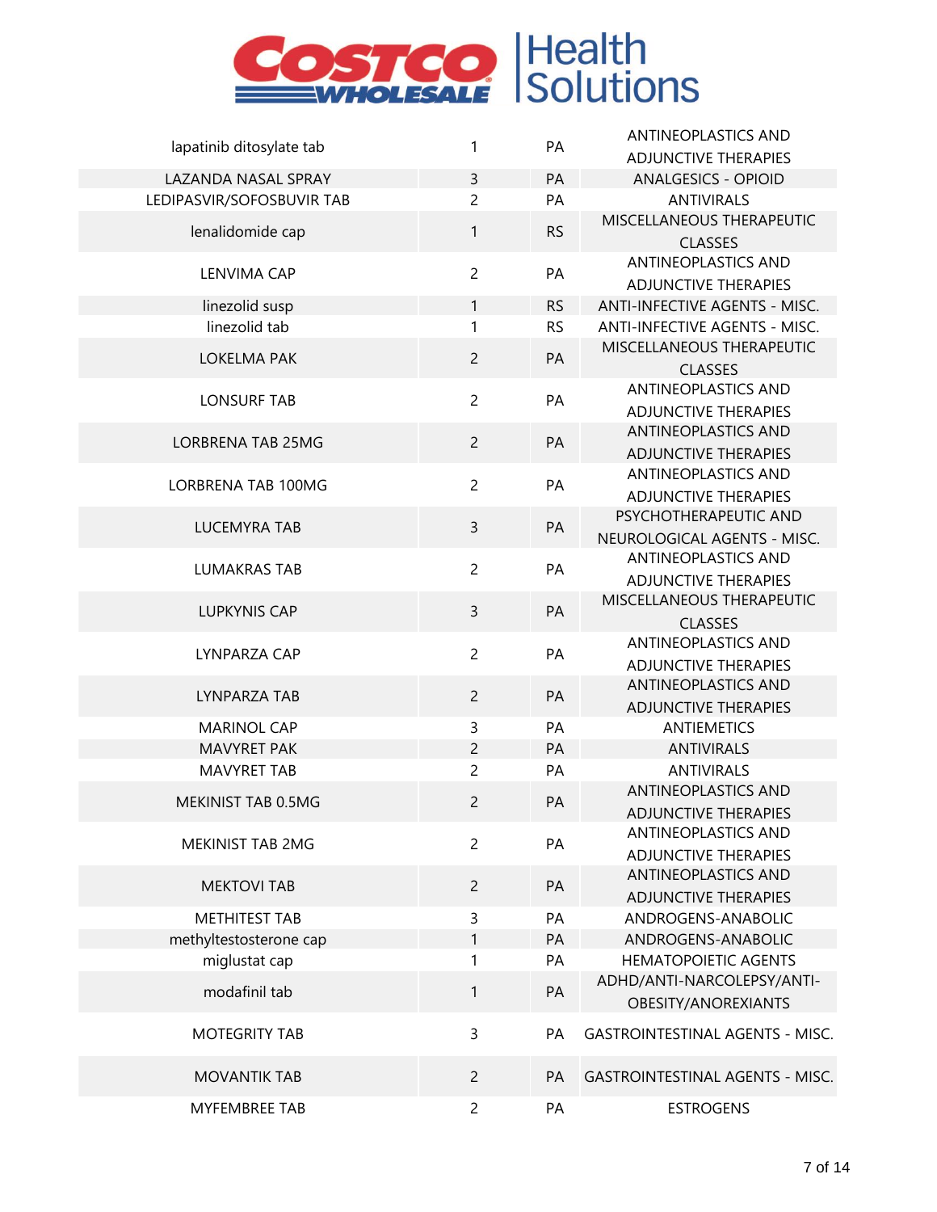| | | | |
|---|---|---|---|
| lapatinib ditosylate tab | 1 | PA | ANTINEOPLASTICS AND ADJUNCTIVE THERAPIES |
| LAZANDA NASAL SPRAY | 3 | PA | ANALGESICS - OPIOID |
| LEDIPASVIR/SOFOSBUVIR TAB | 2 | PA | ANTIVIRALS |
| lenalidomide cap | 1 | RS | MISCELLANEOUS THERAPEUTIC CLASSES |
| LENVIMA CAP | 2 | PA | ANTINEOPLASTICS AND ADJUNCTIVE THERAPIES |
| linezolid susp | 1 | RS | ANTI-INFECTIVE AGENTS - MISC. |
| linezolid tab | 1 | RS | ANTI-INFECTIVE AGENTS - MISC. |
| LOKELMA PAK | 2 | PA | MISCELLANEOUS THERAPEUTIC CLASSES |
| LONSURF TAB | 2 | PA | ANTINEOPLASTICS AND ADJUNCTIVE THERAPIES |
| LORBRENA TAB 25MG | 2 | PA | ANTINEOPLASTICS AND ADJUNCTIVE THERAPIES |
| LORBRENA TAB 100MG | 2 | PA | ANTINEOPLASTICS AND ADJUNCTIVE THERAPIES |
| LUCEMYRA TAB | 3 | PA | PSYCHOTHERAPEUTIC AND NEUROLOGICAL AGENTS - MISC. |
| LUMAKRAS TAB | 2 | PA | ANTINEOPLASTICS AND ADJUNCTIVE THERAPIES |
| LUPKYNIS CAP | 3 | PA | MISCELLANEOUS THERAPEUTIC CLASSES |
| LYNPARZA CAP | 2 | PA | ANTINEOPLASTICS AND ADJUNCTIVE THERAPIES |
| LYNPARZA TAB | 2 | PA | ANTINEOPLASTICS AND ADJUNCTIVE THERAPIES |
| MARINOL CAP | 3 | PA | ANTIEMETICS |
| MAVYRET PAK | 2 | PA | ANTIVIRALS |
| MAVYRET TAB | 2 | PA | ANTIVIRALS |
| MEKINIST TAB 0.5MG | 2 | PA | ANTINEOPLASTICS AND ADJUNCTIVE THERAPIES |
| MEKINIST TAB 2MG | 2 | PA | ANTINEOPLASTICS AND ADJUNCTIVE THERAPIES |
| MEKTOVI TAB | 2 | PA | ANTINEOPLASTICS AND ADJUNCTIVE THERAPIES |
| METHITEST TAB | 3 | PA | ANDROGENS-ANABOLIC |
| methyltestosterone cap | 1 | PA | ANDROGENS-ANABOLIC |
| miglustat cap | 1 | PA | HEMATOPOIETIC AGENTS |
| modafinil tab | 1 | PA | ADHD/ANTI-NARCOLEPSY/ANTI-OBESITY/ANOREXIANTS |
| MOTEGRITY TAB | 3 | PA | GASTROINTESTINAL AGENTS - MISC. |
| MOVANTIK TAB | 2 | PA | GASTROINTESTINAL AGENTS - MISC. |
| MYFEMBREE TAB | 2 | PA | ESTROGENS |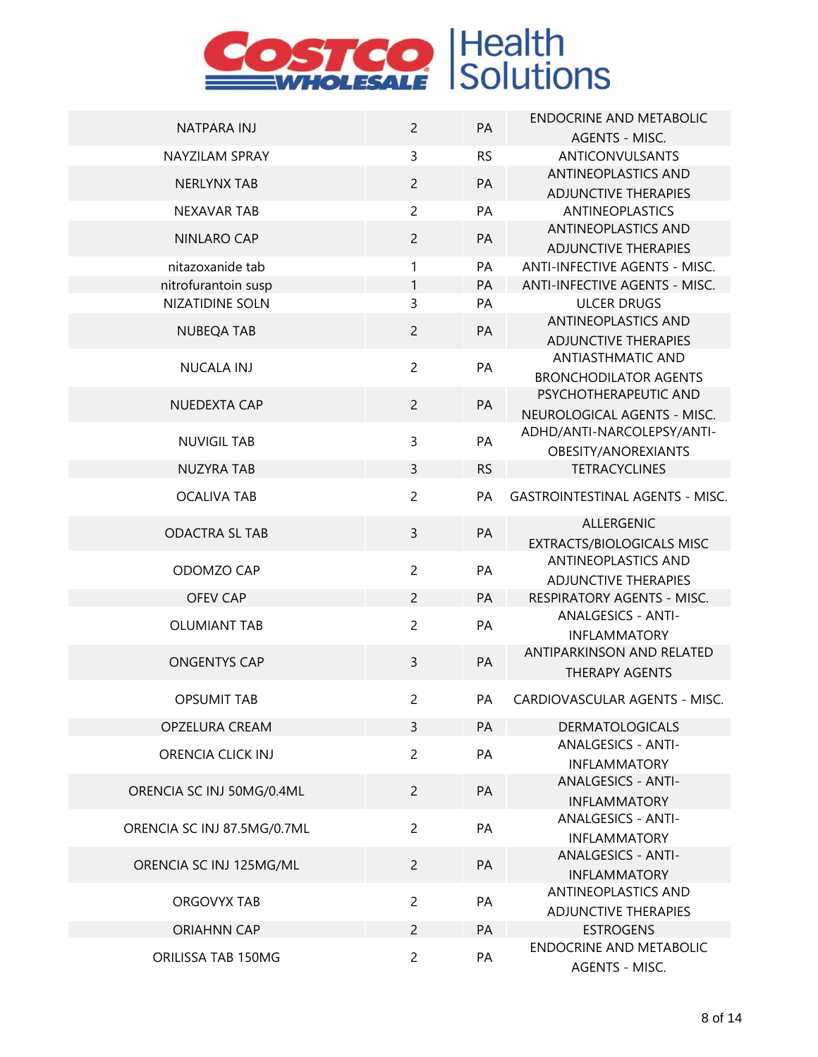| | | | |
|---|---|---|---|
| NATPARA INJ | 2 | PA | ENDOCRINE AND METABOLIC AGENTS - MISC. |
| NAYZILAM SPRAY | 3 | RS | ANTICONVULSANTS |
| NERLYNX TAB | 2 | PA | ANTINEOPLASTICS AND ADJUNCTIVE THERAPIES |
| NEXAVAR TAB | 2 | PA | ANTINEOPLASTICS |
| NINLARO CAP | 2 | PA | ANTINEOPLASTICS AND ADJUNCTIVE THERAPIES |
| nitazoxanide tab | 1 | PA | ANTI-INFECTIVE AGENTS - MISC. |
| nitrofurantoin susp | 1 | PA | ANTI-INFECTIVE AGENTS - MISC. |
| NIZATIDINE SOLN | 3 | PA | ULCER DRUGS |
| NUBEQA TAB | 2 | PA | ANTINEOPLASTICS AND ADJUNCTIVE THERAPIES |
| NUCALA INJ | 2 | PA | ANTIASTHMATIC AND BRONCHODILATOR AGENTS |
| NUEDEXTA CAP | 2 | PA | PSYCHOTHERAPEUTIC AND NEUROLOGICAL AGENTS - MISC. |
| NUVIGIL TAB | 3 | PA | ADHD/ANTI-NARCOLEPSY/ANTI-OBESITY/ANOREXIANTS |
| NUZYRA TAB | 3 | RS | TETRACYCLINES |
| OCALIVA TAB | 2 | PA | GASTROINTESTINAL AGENTS - MISC. |
| ODACTRA SL TAB | 3 | PA | ALLERGENIC EXTRACTS/BIOLOGICALS MISC |
| ODOMZO CAP | 2 | PA | ANTINEOPLASTICS AND ADJUNCTIVE THERAPIES |
| OFEV CAP | 2 | PA | RESPIRATORY AGENTS - MISC. |
| OLUMIANT TAB | 2 | PA | ANALGESICS - ANTI-INFLAMMATORY |
| ONGENTYS CAP | 3 | PA | ANTIPARKINSON AND RELATED THERAPY AGENTS |
| OPSUMIT TAB | 2 | PA | CARDIOVASCULAR AGENTS - MISC. |
| OPZELURA CREAM | 3 | PA | DERMATOLOGICALS |
| ORENCIA CLICK INJ | 2 | PA | ANALGESICS - ANTI-INFLAMMATORY |
| ORENCIA SC INJ 50MG/0.4ML | 2 | PA | ANALGESICS - ANTI-INFLAMMATORY |
| ORENCIA SC INJ 87.5MG/0.7ML | 2 | PA | ANALGESICS - ANTI-INFLAMMATORY |
| ORENCIA SC INJ 125MG/ML | 2 | PA | ANALGESICS - ANTI-INFLAMMATORY |
| ORGOVYX TAB | 2 | PA | ANTINEOPLASTICS AND ADJUNCTIVE THERAPIES |
| ORIAHNN CAP | 2 | PA | ESTROGENS |
| ORILISSA TAB 150MG | 2 | PA | ENDOCRINE AND METABOLIC AGENTS - MISC. |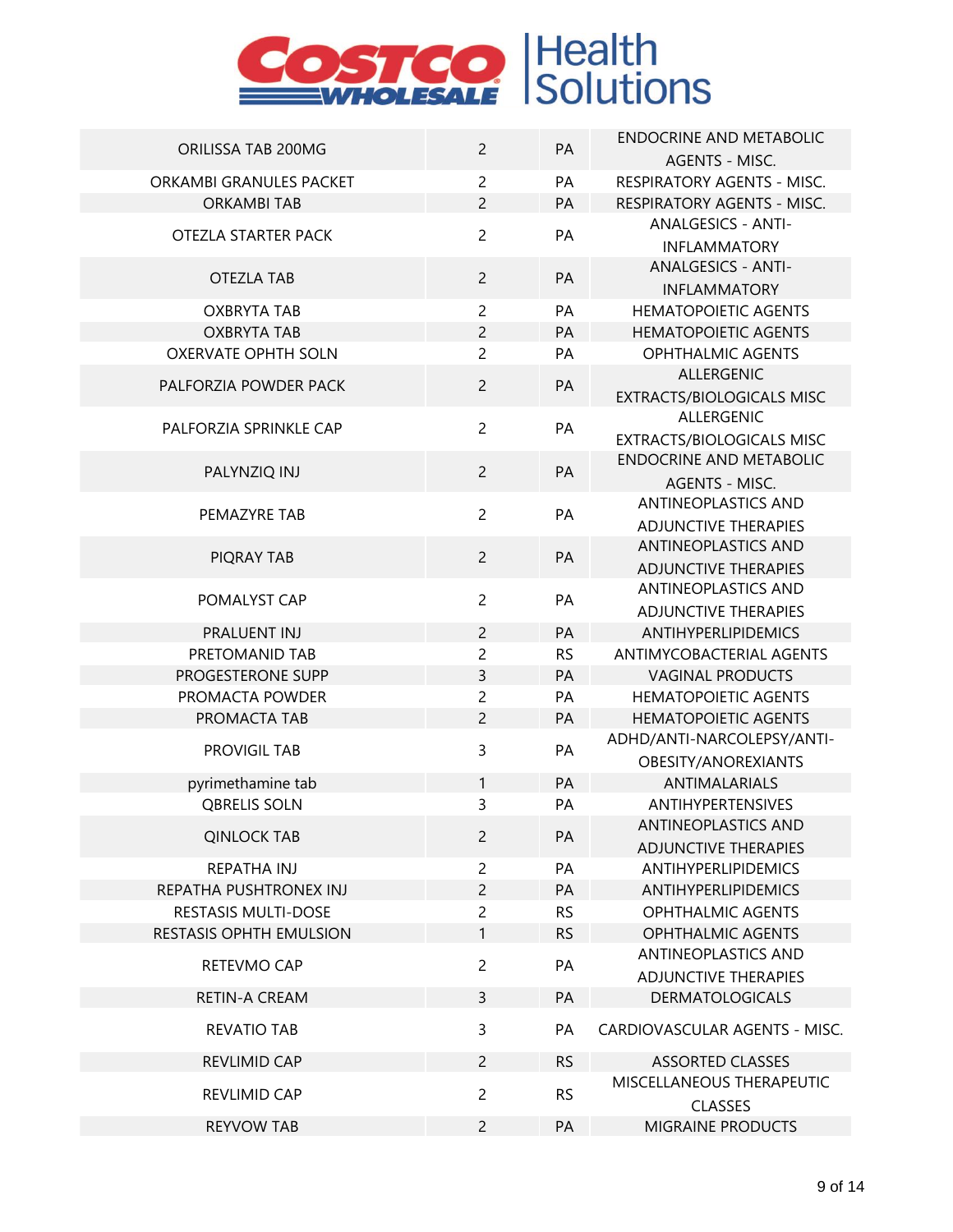| | | | |
|---|---|---|---|
| ORILISSA TAB 200MG | 2 | PA | ENDOCRINE AND METABOLIC AGENTS - MISC. |
| ORKAMBI GRANULES PACKET | 2 | PA | RESPIRATORY AGENTS - MISC. |
| ORKAMBI TAB | 2 | PA | RESPIRATORY AGENTS - MISC. |
| OTEZLA STARTER PACK | 2 | PA | ANALGESICS - ANTI-INFLAMMATORY |
| OTEZLA TAB | 2 | PA | ANALGESICS - ANTI-INFLAMMATORY |
| OXBRYTA TAB | 2 | PA | HEMATOPOIETIC AGENTS |
| OXBRYTA TAB | 2 | PA | HEMATOPOIETIC AGENTS |
| OXERVATE OPHTH SOLN | 2 | PA | OPHTHALMIC AGENTS |
| PALFORZIA POWDER PACK | 2 | PA | ALLERGENIC EXTRACTS/BIOLOGICALS MISC |
| PALFORZIA SPRINKLE CAP | 2 | PA | ALLERGENIC EXTRACTS/BIOLOGICALS MISC |
| PALYNZIQ INJ | 2 | PA | ENDOCRINE AND METABOLIC AGENTS - MISC. |
| PEMAZYRE TAB | 2 | PA | ANTINEOPLASTICS AND ADJUNCTIVE THERAPIES |
| PIQRAY TAB | 2 | PA | ANTINEOPLASTICS AND ADJUNCTIVE THERAPIES |
| POMALYST CAP | 2 | PA | ANTINEOPLASTICS AND ADJUNCTIVE THERAPIES |
| PRALUENT INJ | 2 | PA | ANTIHYPERLIPIDEMICS |
| PRETOMANID TAB | 2 | RS | ANTIMYCOBACTERIAL AGENTS |
| PROGESTERONE SUPP | 3 | PA | VAGINAL PRODUCTS |
| PROMACTA POWDER | 2 | PA | HEMATOPOIETIC AGENTS |
| PROMACTA TAB | 2 | PA | HEMATOPOIETIC AGENTS |
| PROVIGIL TAB | 3 | PA | ADHD/ANTI-NARCOLEPSY/ANTI-OBESITY/ANOREXIANTS |
| pyrimethamine tab | 1 | PA | ANTIMALARIALS |
| QBRELIS SOLN | 3 | PA | ANTIHYPERTENSIVES |
| QINLOCK TAB | 2 | PA | ANTINEOPLASTICS AND ADJUNCTIVE THERAPIES |
| REPATHA INJ | 2 | PA | ANTIHYPERLIPIDEMICS |
| REPATHA PUSHTRONEX INJ | 2 | PA | ANTIHYPERLIPIDEMICS |
| RESTASIS MULTI-DOSE | 2 | RS | OPHTHALMIC AGENTS |
| RESTASIS OPHTH EMULSION | 1 | RS | OPHTHALMIC AGENTS |
| RETEVMO CAP | 2 | PA | ANTINEOPLASTICS AND ADJUNCTIVE THERAPIES |
| RETIN-A CREAM | 3 | PA | DERMATOLOGICALS |
| REVATIO TAB | 3 | PA | CARDIOVASCULAR AGENTS - MISC. |
| REVLIMID CAP | 2 | RS | ASSORTED CLASSES |
| REVLIMID CAP | 2 | RS | MISCELLANEOUS THERAPEUTIC CLASSES |
| REYVOW TAB | 2 | PA | MIGRAINE PRODUCTS |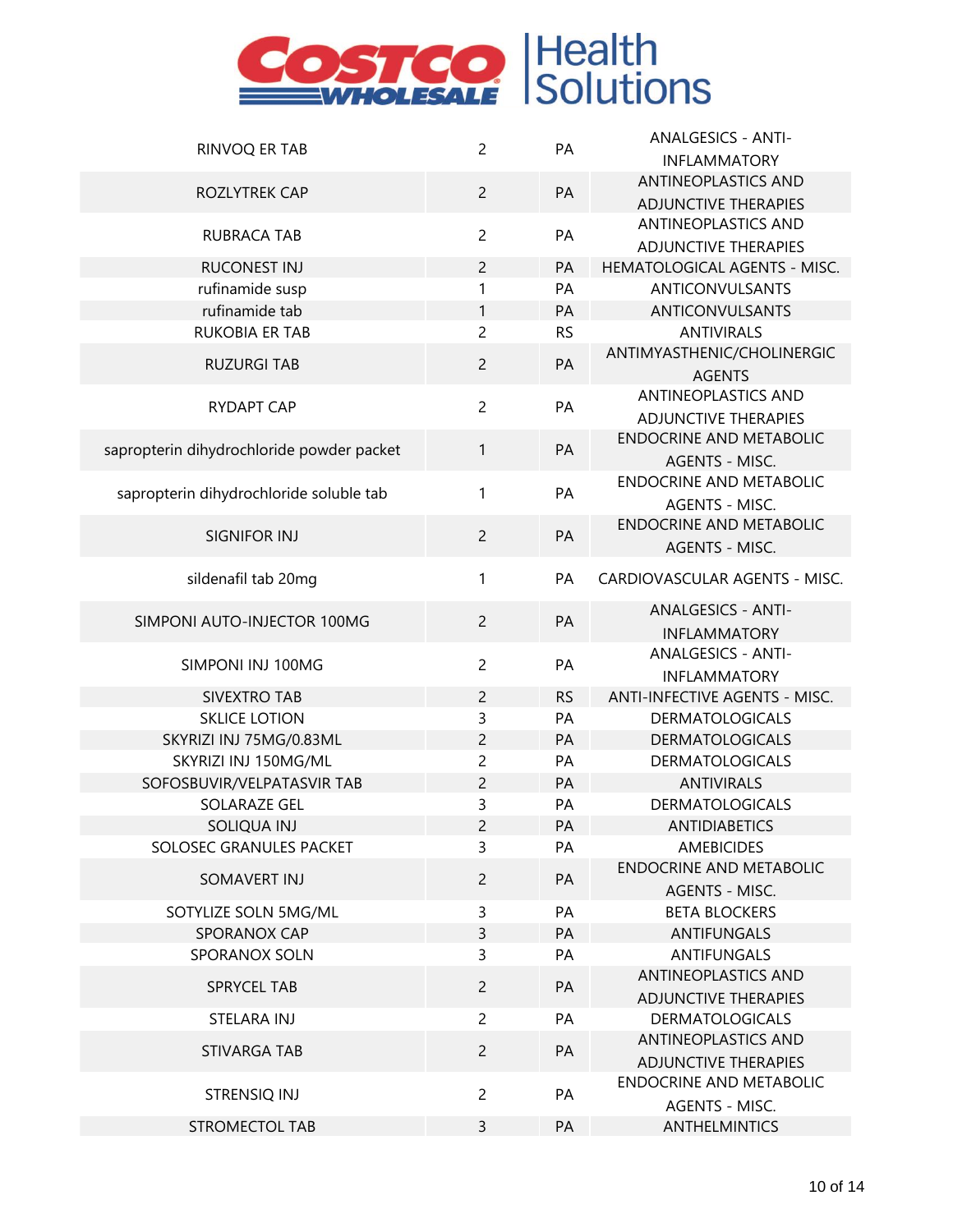| | | | |
|---|---|---|---|
| RINVOQ ER TAB | 2 | PA | ANALGESICS - ANTI-INFLAMMATORY |
| ROZLYTREK CAP | 2 | PA | ANTINEOPLASTICS AND ADJUNCTIVE THERAPIES |
| RUBRACA TAB | 2 | PA | ANTINEOPLASTICS AND ADJUNCTIVE THERAPIES |
| RUCONEST INJ | 2 | PA | HEMATOLOGICAL AGENTS - MISC. |
| rufinamide susp | 1 | PA | ANTICONVULSANTS |
| rufinamide tab | 1 | PA | ANTICONVULSANTS |
| RUKOBIA ER TAB | 2 | RS | ANTIVIRALS |
| RUZURGI TAB | 2 | PA | ANTIMYASTHENIC/CHOLINERGIC AGENTS |
| RYDAPT CAP | 2 | PA | ANTINEOPLASTICS AND ADJUNCTIVE THERAPIES |
| sapropterin dihydrochloride powder packet | 1 | PA | ENDOCRINE AND METABOLIC AGENTS - MISC. |
| sapropterin dihydrochloride soluble tab | 1 | PA | ENDOCRINE AND METABOLIC AGENTS - MISC. |
| SIGNIFOR INJ | 2 | PA | ENDOCRINE AND METABOLIC AGENTS - MISC. |
| sildenafil tab 20mg | 1 | PA | CARDIOVASCULAR AGENTS - MISC. |
| SIMPONI AUTO-INJECTOR 100MG | 2 | PA | ANALGESICS - ANTI-INFLAMMATORY |
| SIMPONI INJ 100MG | 2 | PA | ANALGESICS - ANTI-INFLAMMATORY |
| SIVEXTRO TAB | 2 | RS | ANTI-INFECTIVE AGENTS - MISC. |
| SKLICE LOTION | 3 | PA | DERMATOLOGICALS |
| SKYRIZI INJ 75MG/0.83ML | 2 | PA | DERMATOLOGICALS |
| SKYRIZI INJ 150MG/ML | 2 | PA | DERMATOLOGICALS |
| SOFOSBUVIR/VELPATASVIR TAB | 2 | PA | ANTIVIRALS |
| SOLARAZE GEL | 3 | PA | DERMATOLOGICALS |
| SOLIQUA INJ | 2 | PA | ANTIDIABETICS |
| SOLOSEC GRANULES PACKET | 3 | PA | AMEBICIDES |
| SOMAVERT INJ | 2 | PA | ENDOCRINE AND METABOLIC AGENTS - MISC. |
| SOTYLIZE SOLN 5MG/ML | 3 | PA | BETA BLOCKERS |
| SPORANOX CAP | 3 | PA | ANTIFUNGALS |
| SPORANOX SOLN | 3 | PA | ANTIFUNGALS |
| SPRYCEL TAB | 2 | PA | ANTINEOPLASTICS AND ADJUNCTIVE THERAPIES |
| STELARA INJ | 2 | PA | DERMATOLOGICALS |
| STIVARGA TAB | 2 | PA | ANTINEOPLASTICS AND ADJUNCTIVE THERAPIES |
| STRENSIQ INJ | 2 | PA | ENDOCRINE AND METABOLIC AGENTS - MISC. |
| STROMECTOL TAB | 3 | PA | ANTHELMINTICS |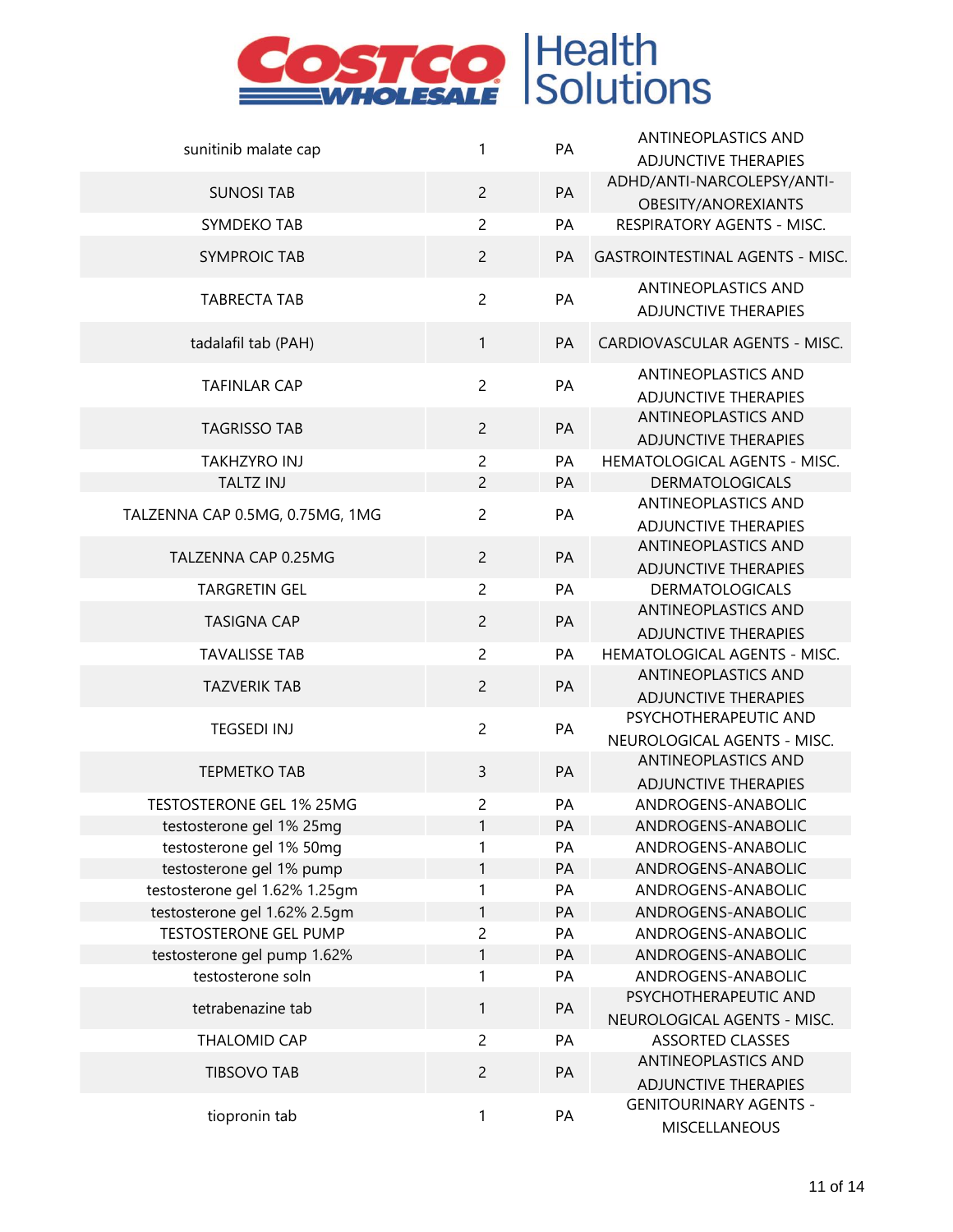| | | | |
|---|---|---|---|
| sunitinib malate cap | 1 | PA | ANTINEOPLASTICS AND ADJUNCTIVE THERAPIES |
| SUNOSI TAB | 2 | PA | ADHD/ANTI-NARCOLEPSY/ANTI-OBESITY/ANOREXIANTS |
| SYMDEKO TAB | 2 | PA | RESPIRATORY AGENTS - MISC. |
| SYMPROIC TAB | 2 | PA | GASTROINTESTINAL AGENTS - MISC. |
| TABRECTA TAB | 2 | PA | ANTINEOPLASTICS AND ADJUNCTIVE THERAPIES |
| tadalafil tab (PAH) | 1 | PA | CARDIOVASCULAR AGENTS - MISC. |
| TAFINLAR CAP | 2 | PA | ANTINEOPLASTICS AND ADJUNCTIVE THERAPIES |
| TAGRISSO TAB | 2 | PA | ANTINEOPLASTICS AND ADJUNCTIVE THERAPIES |
| TAKHZYRO INJ | 2 | PA | HEMATOLOGICAL AGENTS - MISC. |
| TALTZ INJ | 2 | PA | DERMATOLOGICALS |
| TALZENNA CAP 0.5MG, 0.75MG, 1MG | 2 | PA | ANTINEOPLASTICS AND ADJUNCTIVE THERAPIES |
| TALZENNA CAP 0.25MG | 2 | PA | ANTINEOPLASTICS AND ADJUNCTIVE THERAPIES |
| TARGRETIN GEL | 2 | PA | DERMATOLOGICALS |
| TASIGNA CAP | 2 | PA | ANTINEOPLASTICS AND ADJUNCTIVE THERAPIES |
| TAVALISSE TAB | 2 | PA | HEMATOLOGICAL AGENTS - MISC. |
| TAZVERIK TAB | 2 | PA | ANTINEOPLASTICS AND ADJUNCTIVE THERAPIES |
| TEGSEDI INJ | 2 | PA | PSYCHOTHERAPEUTIC AND NEUROLOGICAL AGENTS - MISC. |
| TEPMETKO TAB | 3 | PA | ANTINEOPLASTICS AND ADJUNCTIVE THERAPIES |
| TESTOSTERONE GEL 1% 25MG | 2 | PA | ANDROGENS-ANABOLIC |
| testosterone gel 1% 25mg | 1 | PA | ANDROGENS-ANABOLIC |
| testosterone gel 1% 50mg | 1 | PA | ANDROGENS-ANABOLIC |
| testosterone gel 1% pump | 1 | PA | ANDROGENS-ANABOLIC |
| testosterone gel 1.62% 1.25gm | 1 | PA | ANDROGENS-ANABOLIC |
| testosterone gel 1.62% 2.5gm | 1 | PA | ANDROGENS-ANABOLIC |
| TESTOSTERONE GEL PUMP | 2 | PA | ANDROGENS-ANABOLIC |
| testosterone gel pump 1.62% | 1 | PA | ANDROGENS-ANABOLIC |
| testosterone soln | 1 | PA | ANDROGENS-ANABOLIC |
| tetrabenazine tab | 1 | PA | PSYCHOTHERAPEUTIC AND NEUROLOGICAL AGENTS - MISC. |
| THALOMID CAP | 2 | PA | ASSORTED CLASSES |
| TIBSOVO TAB | 2 | PA | ANTINEOPLASTICS AND ADJUNCTIVE THERAPIES |
| tiopronin tab | 1 | PA | GENITOURINARY AGENTS - MISCELLANEOUS |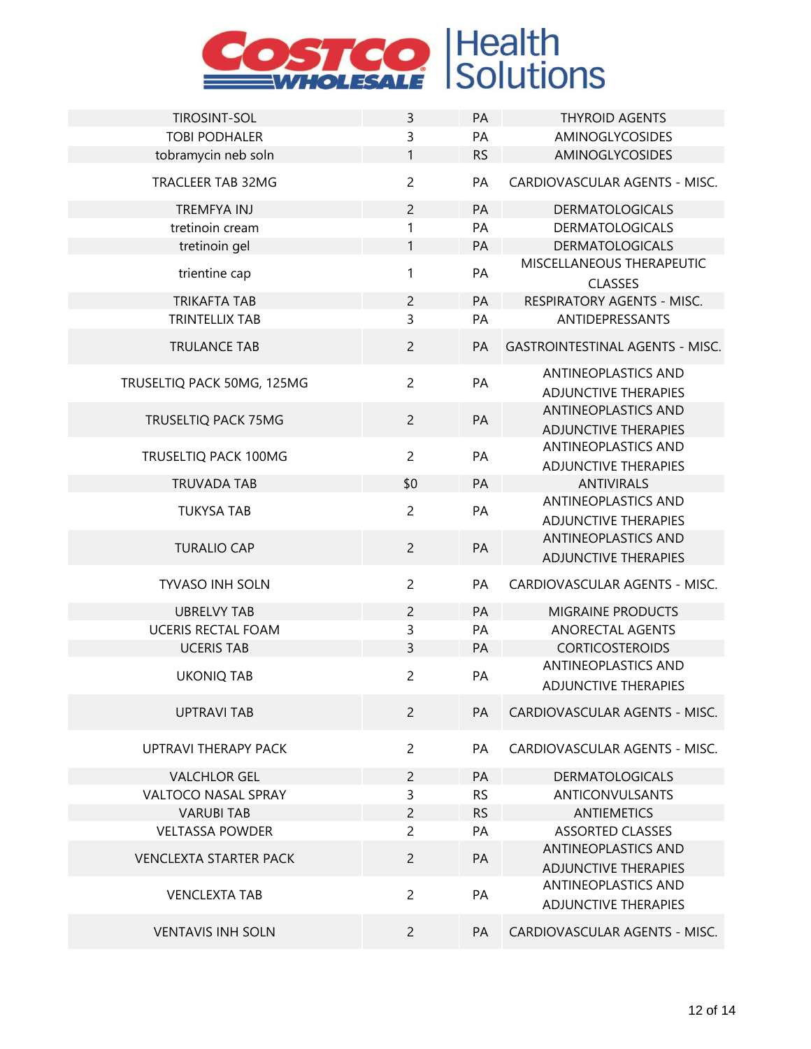| | | | |
|---|---|---|---|
| TIROSINT-SOL | 3 | PA | THYROID AGENTS |
| TOBI PODHALER | 3 | PA | AMINOGLYCOSIDES |
| tobramycin neb soln | 1 | RS | AMINOGLYCOSIDES |
| TRACLEER TAB 32MG | 2 | PA | CARDIOVASCULAR AGENTS - MISC. |
| TREMFYA INJ | 2 | PA | DERMATOLOGICALS |
| tretinoin cream | 1 | PA | DERMATOLOGICALS |
| tretinoin gel | 1 | PA | DERMATOLOGICALS |
| trientine cap | 1 | PA | MISCELLANEOUS THERAPEUTIC CLASSES |
| TRIKAFTA TAB | 2 | PA | RESPIRATORY AGENTS - MISC. |
| TRINTELLIX TAB | 3 | PA | ANTIDEPRESSANTS |
| TRULANCE TAB | 2 | PA | GASTROINTESTINAL AGENTS - MISC. |
| TRUSELTIQ PACK 50MG, 125MG | 2 | PA | ANTINEOPLASTICS AND ADJUNCTIVE THERAPIES |
| TRUSELTIQ PACK 75MG | 2 | PA | ANTINEOPLASTICS AND ADJUNCTIVE THERAPIES |
| TRUSELTIQ PACK 100MG | 2 | PA | ANTINEOPLASTICS AND ADJUNCTIVE THERAPIES |
| TRUVADA TAB | $0 | PA | ANTIVIRALS |
| TUKYSA TAB | 2 | PA | ANTINEOPLASTICS AND ADJUNCTIVE THERAPIES |
| TURALIO CAP | 2 | PA | ANTINEOPLASTICS AND ADJUNCTIVE THERAPIES |
| TYVASO INH SOLN | 2 | PA | CARDIOVASCULAR AGENTS - MISC. |
| UBRELVY TAB | 2 | PA | MIGRAINE PRODUCTS |
| UCERIS RECTAL FOAM | 3 | PA | ANORECTAL AGENTS |
| UCERIS TAB | 3 | PA | CORTICOSTEROIDS |
| UKONIQ TAB | 2 | PA | ANTINEOPLASTICS AND ADJUNCTIVE THERAPIES |
| UPTRAVI TAB | 2 | PA | CARDIOVASCULAR AGENTS - MISC. |
| UPTRAVI THERAPY PACK | 2 | PA | CARDIOVASCULAR AGENTS - MISC. |
| VALCHLOR GEL | 2 | PA | DERMATOLOGICALS |
| VALTOCO NASAL SPRAY | 3 | RS | ANTICONVULSANTS |
| VARUBI TAB | 2 | RS | ANTIEMETICS |
| VELTASSA POWDER | 2 | PA | ASSORTED CLASSES |
| VENCLEXTA STARTER PACK | 2 | PA | ANTINEOPLASTICS AND ADJUNCTIVE THERAPIES |
| VENCLEXTA TAB | 2 | PA | ANTINEOPLASTICS AND ADJUNCTIVE THERAPIES |
| VENTAVIS INH SOLN | 2 | PA | CARDIOVASCULAR AGENTS - MISC. |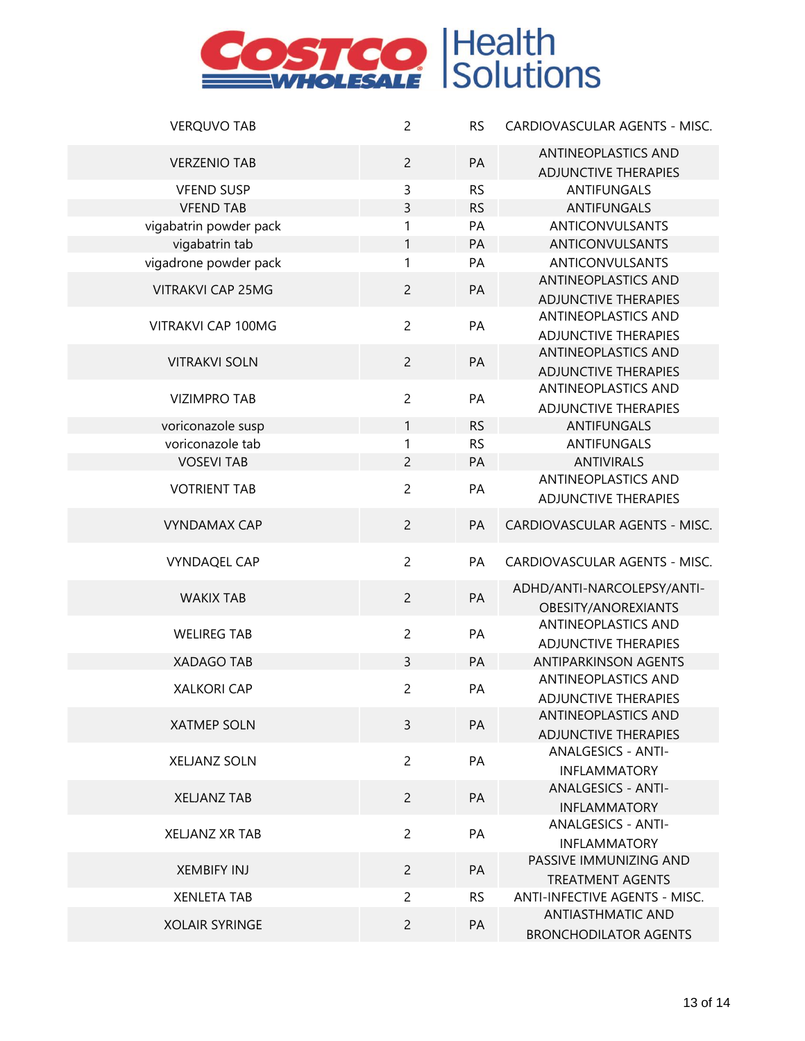| | | | |
|---|---|---|---|
| VERQUVO TAB | 2 | RS | CARDIOVASCULAR AGENTS - MISC. |
| VERZENIO TAB | 2 | PA | ANTINEOPLASTICS AND ADJUNCTIVE THERAPIES |
| VFEND SUSP | 3 | RS | ANTIFUNGALS |
| VFEND TAB | 3 | RS | ANTIFUNGALS |
| vigabatrin powder pack | 1 | PA | ANTICONVULSANTS |
| vigabatrin tab | 1 | PA | ANTICONVULSANTS |
| vigadrone powder pack | 1 | PA | ANTICONVULSANTS |
| VITRAKVI CAP 25MG | 2 | PA | ANTINEOPLASTICS AND ADJUNCTIVE THERAPIES |
| VITRAKVI CAP 100MG | 2 | PA | ANTINEOPLASTICS AND ADJUNCTIVE THERAPIES |
| VITRAKVI SOLN | 2 | PA | ANTINEOPLASTICS AND ADJUNCTIVE THERAPIES |
| VIZIMPRO TAB | 2 | PA | ANTINEOPLASTICS AND ADJUNCTIVE THERAPIES |
| voriconazole susp | 1 | RS | ANTIFUNGALS |
| voriconazole tab | 1 | RS | ANTIFUNGALS |
| VOSEVI TAB | 2 | PA | ANTIVIRALS |
| VOTRIENT TAB | 2 | PA | ANTINEOPLASTICS AND ADJUNCTIVE THERAPIES |
| VYNDAMAX CAP | 2 | PA | CARDIOVASCULAR AGENTS - MISC. |
| VYNDAQEL CAP | 2 | PA | CARDIOVASCULAR AGENTS - MISC. |
| WAKIX TAB | 2 | PA | ADHD/ANTI-NARCOLEPSY/ANTI-OBESITY/ANOREXIANTS |
| WELIREG TAB | 2 | PA | ANTINEOPLASTICS AND ADJUNCTIVE THERAPIES |
| XADAGO TAB | 3 | PA | ANTIPARKINSON AGENTS |
| XALKORI CAP | 2 | PA | ANTINEOPLASTICS AND ADJUNCTIVE THERAPIES |
| XATMEP SOLN | 3 | PA | ANTINEOPLASTICS AND ADJUNCTIVE THERAPIES |
| XELJANZ SOLN | 2 | PA | ANALGESICS - ANTI-INFLAMMATORY |
| XELJANZ TAB | 2 | PA | ANALGESICS - ANTI-INFLAMMATORY |
| XELJANZ XR TAB | 2 | PA | ANALGESICS - ANTI-INFLAMMATORY |
| XEMBIFY INJ | 2 | PA | PASSIVE IMMUNIZING AND TREATMENT AGENTS |
| XENLETA TAB | 2 | RS | ANTI-INFECTIVE AGENTS - MISC. |
| XOLAIR SYRINGE | 2 | PA | ANTIASTHMATIC AND BRONCHODILATOR AGENTS |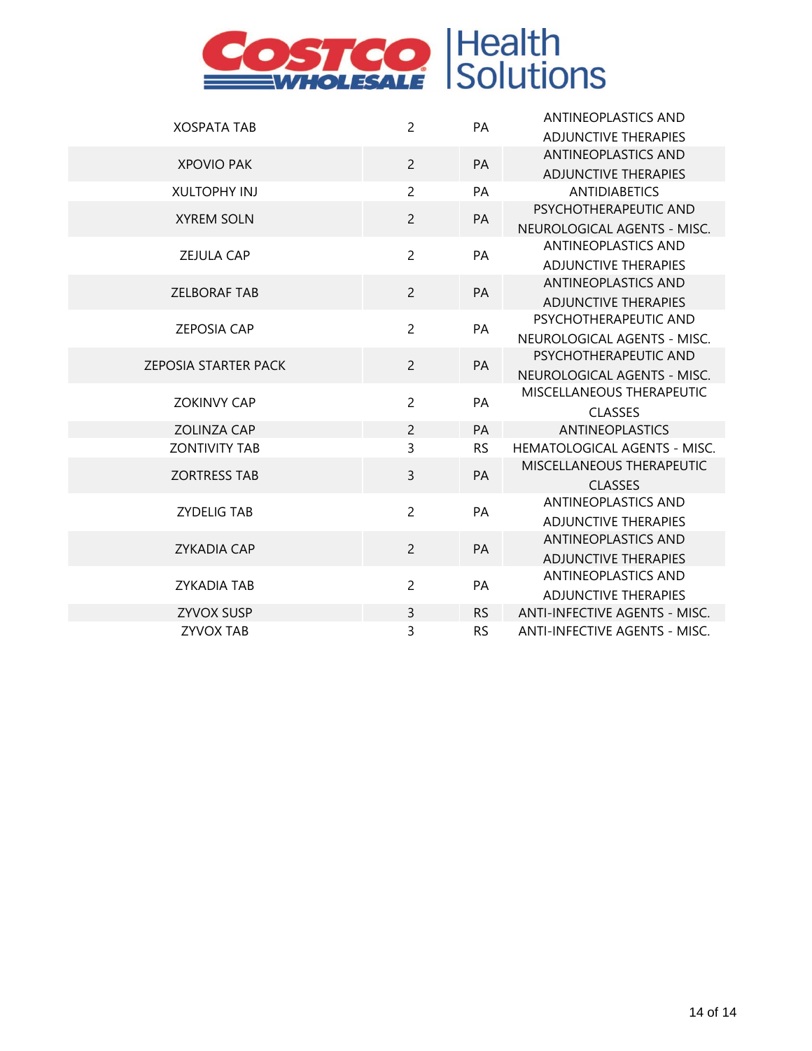| | | | |
|---|---|---|---|
| XOSPATA TAB | 2 | PA | ANTINEOPLASTICS AND ADJUNCTIVE THERAPIES |
| XPOVIO PAK | 2 | PA | ANTINEOPLASTICS AND ADJUNCTIVE THERAPIES |
| XULTOPHY INJ | 2 | PA | ANTIDIABETICS |
| XYREM SOLN | 2 | PA | PSYCHOTHERAPEUTIC AND NEUROLOGICAL AGENTS - MISC. |
| ZEJULA CAP | 2 | PA | ANTINEOPLASTICS AND ADJUNCTIVE THERAPIES |
| ZELBORAF TAB | 2 | PA | ANTINEOPLASTICS AND ADJUNCTIVE THERAPIES |
| ZEPOSIA CAP | 2 | PA | PSYCHOTHERAPEUTIC AND NEUROLOGICAL AGENTS - MISC. |
| ZEPOSIA STARTER PACK | 2 | PA | PSYCHOTHERAPEUTIC AND NEUROLOGICAL AGENTS - MISC. |
| ZOKINVY CAP | 2 | PA | MISCELLANEOUS THERAPEUTIC CLASSES |
| ZOLINZA CAP | 2 | PA | ANTINEOPLASTICS |
| ZONTIVITY TAB | 3 | RS | HEMATOLOGICAL AGENTS - MISC. |
| ZORTRESS TAB | 3 | PA | MISCELLANEOUS THERAPEUTIC CLASSES |
| ZYDELIG TAB | 2 | PA | ANTINEOPLASTICS AND ADJUNCTIVE THERAPIES |
| ZYKADIA CAP | 2 | PA | ANTINEOPLASTICS AND ADJUNCTIVE THERAPIES |
| ZYKADIA TAB | 2 | PA | ANTINEOPLASTICS AND ADJUNCTIVE THERAPIES |
| ZYVOX SUSP | 3 | RS | ANTI-INFECTIVE AGENTS - MISC. |
| ZYVOX TAB | 3 | RS | ANTI-INFECTIVE AGENTS - MISC. |